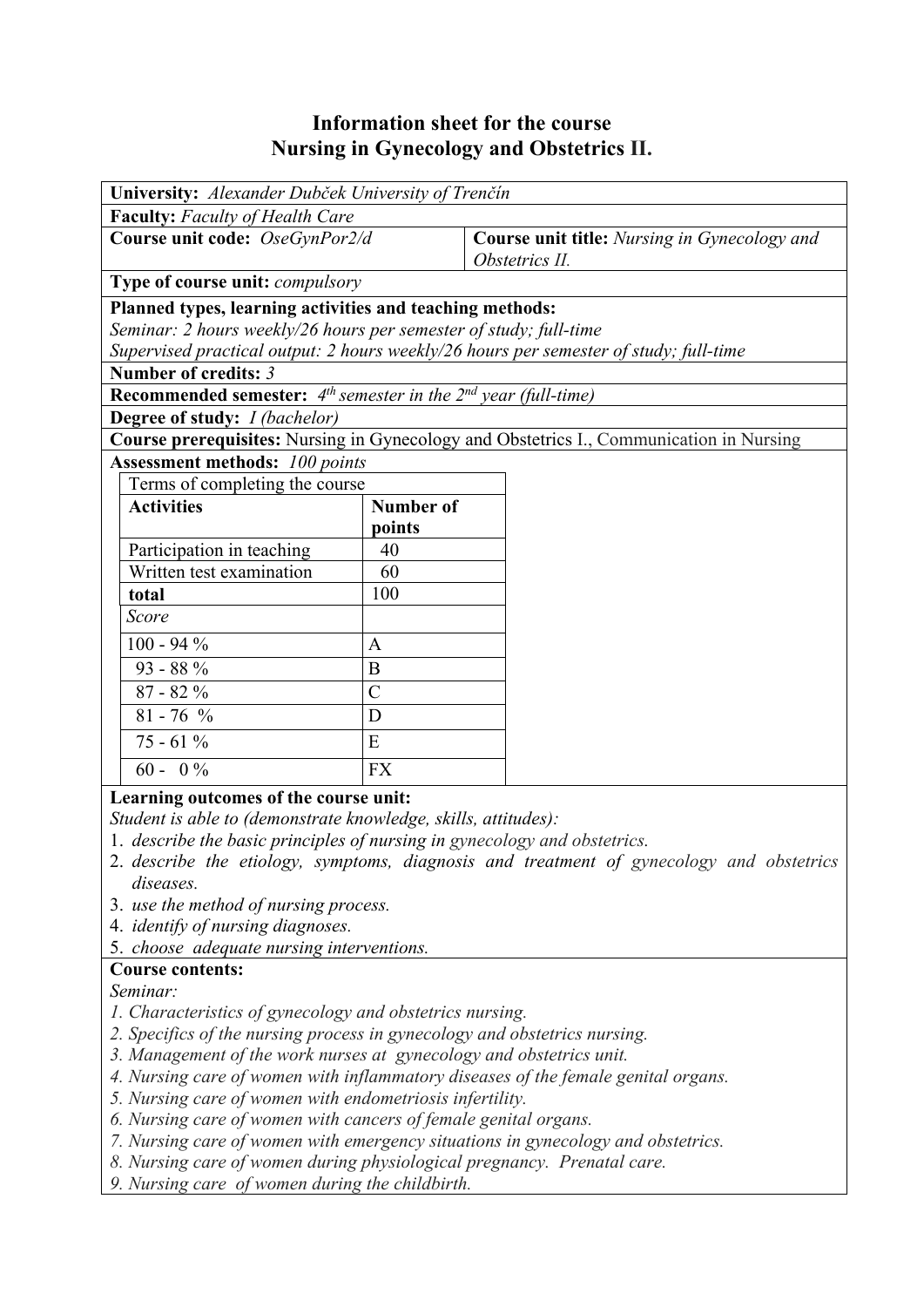# Information sheet for the course
# Nursing in Gynecology and Obstetrics II.

**University:** *Alexander Dubček University of Trenčín*

**Faculty:** *Faculty of Health Care*

**Course unit code:** *OseGynPor2/d*

**Course unit title:** *Nursing in Gynecology and Obstetrics II.*

**Type of course unit:** *compulsory*

**Planned types, learning activities and teaching methods:**
*Seminar: 2 hours weekly/26 hours per semester of study; full-time*
*Supervised practical output: 2 hours weekly/26 hours per semester of study; full-time*

**Number of credits:** *3*

**Recommended semester:** *4th semester in the 2nd year (full-time)*

**Degree of study:** *I (bachelor)*

**Course prerequisites:** Nursing in Gynecology and Obstetrics I., Communication in Nursing

**Assessment methods:** *100 points*

| Terms of completing the course | |
|---|---|
| **Activities** | **Number of points** |
| Participation in teaching | 40 |
| Written test examination | 60 |
| **total** | 100 |
| *Score* | |
| 100 - 94 % | A |
| 93 - 88 % | B |
| 87 - 82 % | C |
| 81 - 76 % | D |
| 75 - 61 % | E |
| 60 - 0 % | FX |

**Learning outcomes of the course unit:**
*Student is able to (demonstrate knowledge, skills, attitudes):*
1. *describe the basic principles of nursing in gynecology and obstetrics.*
2. *describe the etiology, symptoms, diagnosis and treatment of gynecology and obstetrics diseases.*
3. *use the method of nursing process.*
4. *identify of nursing diagnoses.*
5. *choose adequate nursing interventions.*

**Course contents:**
*Seminar:*
1. *Characteristics of gynecology and obstetrics nursing.*
2. *Specifics of the nursing process in gynecology and obstetrics nursing.*
3. *Management of the work nurses at gynecology and obstetrics unit.*
4. *Nursing care of women with inflammatory diseases of the female genital organs.*
5. *Nursing care of women with endometriosis infertility.*
6. *Nursing care of women with cancers of female genital organs.*
7. *Nursing care of women with emergency situations in gynecology and obstetrics.*
8. *Nursing care of women during physiological pregnancy. Prenatal care.*
9. *Nursing care of women during the childbirth.*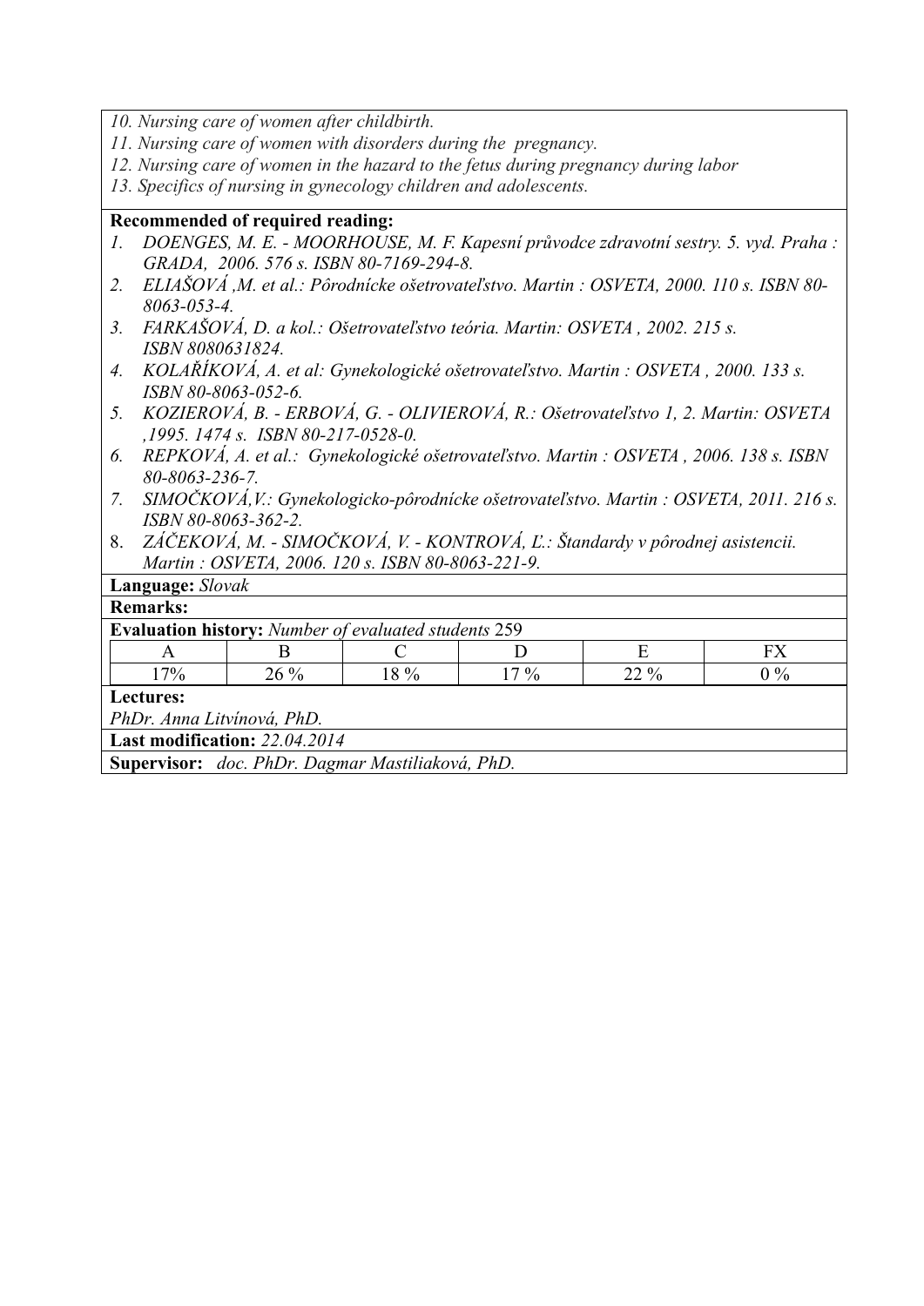*10. Nursing care of women after childbirth.*
*11. Nursing care of women with disorders during the pregnancy.*
*12. Nursing care of women in the hazard to the fetus during pregnancy during labor*
*13. Specifics of nursing in gynecology children and adolescents.*

**Recommended of required reading:**

1. *DOENGES, M. E. - MOORHOUSE, M. F. Kapesní průvodce zdravotní sestry. 5. vyd. Praha : GRADA, 2006. 576 s. ISBN 80-7169-294-8.*
2. *ELIAŠOVÁ ,M. et al.: Pôrodnícke ošetrovateľstvo. Martin : OSVETA, 2000. 110 s. ISBN 80-8063-053-4.*
3. *FARKAŠOVÁ, D. a kol.: Ošetrovateľstvo teória. Martin: OSVETA , 2002. 215 s. ISBN 8080631824.*
4. *KOLAŘÍKOVÁ, A. et al: Gynekologické ošetrovateľstvo. Martin : OSVETA , 2000. 133 s. ISBN 80-8063-052-6.*
5. *KOZIEROVÁ, B. - ERBOVÁ, G. - OLIVIEROVÁ, R.: Ošetrovateľstvo 1, 2. Martin: OSVETA ,1995. 1474 s. ISBN 80-217-0528-0.*
6. *REPKOVÁ, A. et al.: Gynekologické ošetrovateľstvo. Martin : OSVETA , 2006. 138 s. ISBN 80-8063-236-7.*
7. *SIMOČKOVÁ,V.: Gynekologicko-pôrodnícke ošetrovateľstvo. Martin : OSVETA, 2011. 216 s. ISBN 80-8063-362-2.*
8. *ZÁČEKOVÁ, M. - SIMOČKOVÁ, V. - KONTROVÁ, Ľ.: Štandardy v pôrodnej asistencii. Martin : OSVETA, 2006. 120 s. ISBN 80-8063-221-9.*

**Language:** *Slovak*

**Remarks:**

**Evaluation history:** *Number of evaluated students* 259

| A | B | C | D | E | FX |
|---|---|---|---|---|---|
| 17% | 26 % | 18 % | 17 % | 22 % | 0 % |

**Lectures:**

*PhDr. Anna Litvínová, PhD.*

**Last modification:** *22.04.2014*

**Supervisor:** *doc. PhDr. Dagmar Mastiliaková, PhD.*